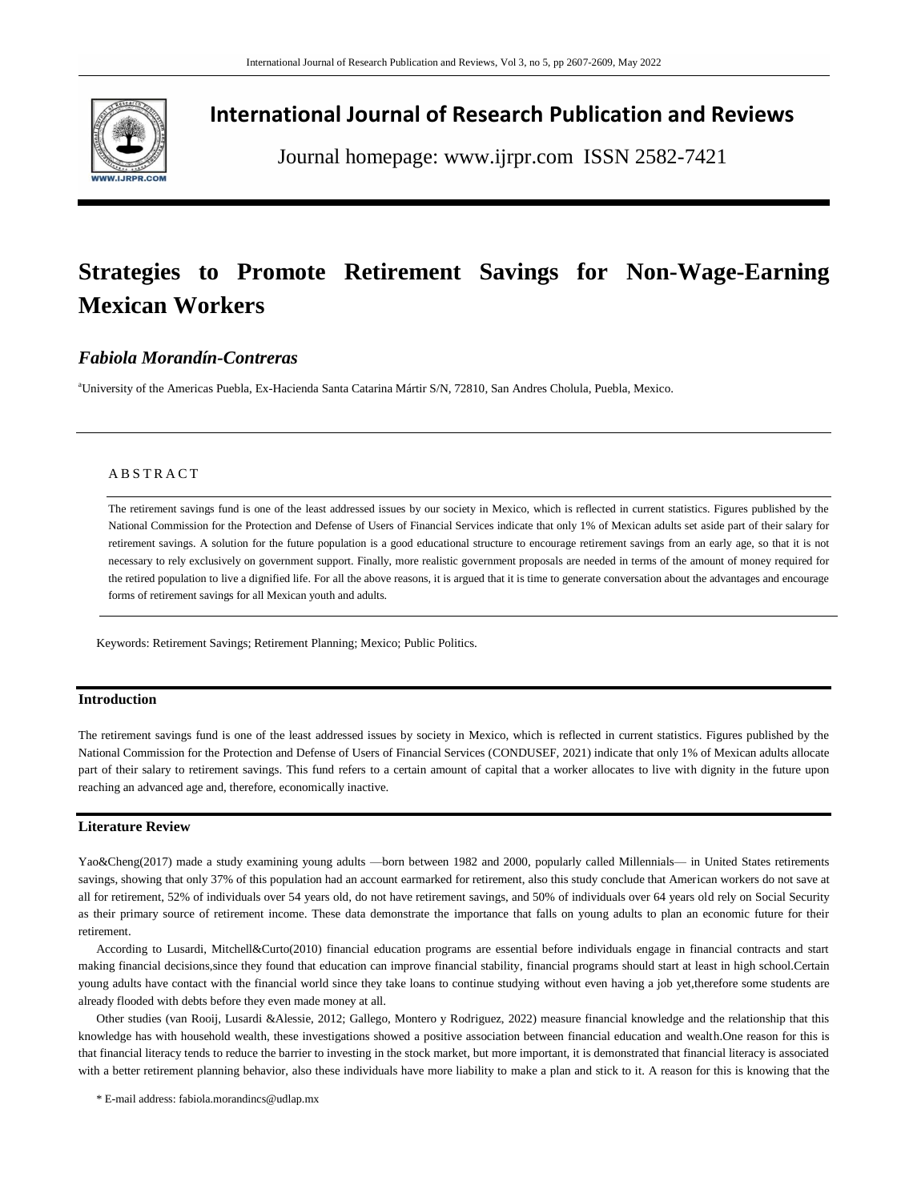# International Journal of Research Publication and Reviews

Journal homepage: www.ijrpr.com ISSN 2582-7421

# Strategies to Promote Retirement Savings for Non-Wage-Earning Mexican Workers

***Fabiola Morandín-Contreras***

[a]University of the Americas Puebla, Ex-Hacienda Santa Catarina Mártir S/N, 72810, San Andres Cholula, Puebla, Mexico.

A B S T R A C T

The retirement savings fund is one of the least addressed issues by our society in Mexico, which is reflected in current statistics. Figures published by the National Commission for the Protection and Defense of Users of Financial Services indicate that only 1% of Mexican adults set aside part of their salary for retirement savings. A solution for the future population is a good educational structure to encourage retirement savings from an early age, so that it is not necessary to rely exclusively on government support. Finally, more realistic government proposals are needed in terms of the amount of money required for the retired population to live a dignified life. For all the above reasons, it is argued that it is time to generate conversation about the advantages and encourage forms of retirement savings for all Mexican youth and adults.

Keywords: Retirement Savings; Retirement Planning; Mexico; Public Politics.

## Introduction

The retirement savings fund is one of the least addressed issues by society in Mexico, which is reflected in current statistics. Figures published by the National Commission for the Protection and Defense of Users of Financial Services (CONDUSEF, 2021) indicate that only 1% of Mexican adults allocate part of their salary to retirement savings. This fund refers to a certain amount of capital that a worker allocates to live with dignity in the future upon reaching an advanced age and, therefore, economically inactive.

## Literature Review

Yao&Cheng(2017) made a study examining young adults —born between 1982 and 2000, popularly called Millennials— in United States retirements savings, showing that only 37% of this population had an account earmarked for retirement, also this study conclude that American workers do not save at all for retirement, 52% of individuals over 54 years old, do not have retirement savings, and 50% of individuals over 64 years old rely on Social Security as their primary source of retirement income. These data demonstrate the importance that falls on young adults to plan an economic future for their retirement.

According to Lusardi, Mitchell&Curto(2010) financial education programs are essential before individuals engage in financial contracts and start making financial decisions,since they found that education can improve financial stability, financial programs should start at least in high school.Certain young adults have contact with the financial world since they take loans to continue studying without even having a job yet,therefore some students are already flooded with debts before they even made money at all.

Other studies (van Rooij, Lusardi &Alessie, 2012; Gallego, Montero y Rodriguez, 2022) measure financial knowledge and the relationship that this knowledge has with household wealth, these investigations showed a positive association between financial education and wealth.One reason for this is that financial literacy tends to reduce the barrier to investing in the stock market, but more important, it is demonstrated that financial literacy is associated with a better retirement planning behavior, also these individuals have more liability to make a plan and stick to it. A reason for this is knowing that the

\* E-mail address: fabiola.morandincs@udlap.mx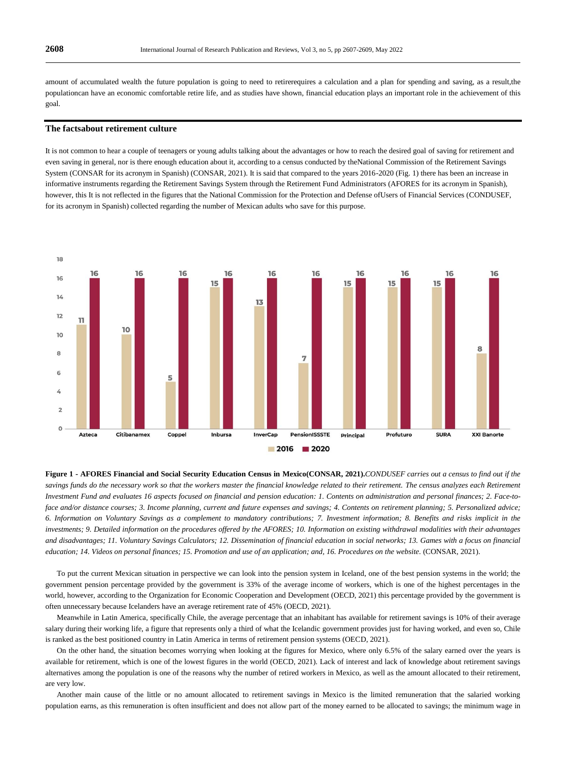amount of accumulated wealth the future population is going to need to retirerequires a calculation and a plan for spending and saving, as a result,the populationcan have an economic comfortable retire life, and as studies have shown, financial education plays an important role in the achievement of this goal.

## The factsabout retirement culture

It is not common to hear a couple of teenagers or young adults talking about the advantages or how to reach the desired goal of saving for retirement and even saving in general, nor is there enough education about it, according to a census conducted by theNational Commission of the Retirement Savings System (CONSAR for its acronym in Spanish) (CONSAR, 2021). It is said that compared to the years 2016-2020 (Fig. 1) there has been an increase in informative instruments regarding the Retirement Savings System through the Retirement Fund Administrators (AFORES for its acronym in Spanish), however, this It is not reflected in the figures that the National Commission for the Protection and Defense ofUsers of Financial Services (CONDUSEF, for its acronym in Spanish) collected regarding the number of Mexican adults who save for this purpose.

| AFORE | 2016 | 2020 |
|---|---|---|
| Azteca | 11 | 16 |
| Citibanamex | 10 | 16 |
| Coppel | 5 | 16 |
| Inbursa | 15 | 16 |
| InverCap | 13 | 16 |
| PensionISSSTE | 7 | 16 |
| Principal | 15 | 16 |
| Profuturo | 15 | 16 |
| SURA | 15 | 16 |
| XXI Banorte | 8 | 16 |

**Figure 1 - AFORES Financial and Social Security Education Census in Mexico(CONSAR, 2021).***CONDUSEF carries out a census to find out if the savings funds do the necessary work so that the workers master the financial knowledge related to their retirement. The census analyzes each Retirement Investment Fund and evaluates 16 aspects focused on financial and pension education: 1. Contents on administration and personal finances; 2. Face-to-face and/or distance courses; 3. Income planning, current and future expenses and savings; 4. Contents on retirement planning; 5. Personalized advice; 6. Information on Voluntary Savings as a complement to mandatory contributions; 7. Investment information; 8. Benefits and risks implicit in the investments; 9. Detailed information on the procedures offered by the AFORES; 10. Information on existing withdrawal modalities with their advantages and disadvantages; 11. Voluntary Savings Calculators; 12. Dissemination of financial education in social networks; 13. Games with a focus on financial education; 14. Videos on personal finances; 15. Promotion and use of an application; and, 16. Procedures on the website.* (CONSAR, 2021).

To put the current Mexican situation in perspective we can look into the pension system in Iceland, one of the best pension systems in the world; the government pension percentage provided by the government is 33% of the average income of workers, which is one of the highest percentages in the world, however, according to the Organization for Economic Cooperation and Development (OECD, 2021) this percentage provided by the government is often unnecessary because Icelanders have an average retirement rate of 45% (OECD, 2021).

Meanwhile in Latin America, specifically Chile, the average percentage that an inhabitant has available for retirement savings is 10% of their average salary during their working life, a figure that represents only a third of what the Icelandic government provides just for having worked, and even so, Chile is ranked as the best positioned country in Latin America in terms of retirement pension systems (OECD, 2021).

On the other hand, the situation becomes worrying when looking at the figures for Mexico, where only 6.5% of the salary earned over the years is available for retirement, which is one of the lowest figures in the world (OECD, 2021). Lack of interest and lack of knowledge about retirement savings alternatives among the population is one of the reasons why the number of retired workers in Mexico, as well as the amount allocated to their retirement, are very low.

Another main cause of the little or no amount allocated to retirement savings in Mexico is the limited remuneration that the salaried working population earns, as this remuneration is often insufficient and does not allow part of the money earned to be allocated to savings; the minimum wage in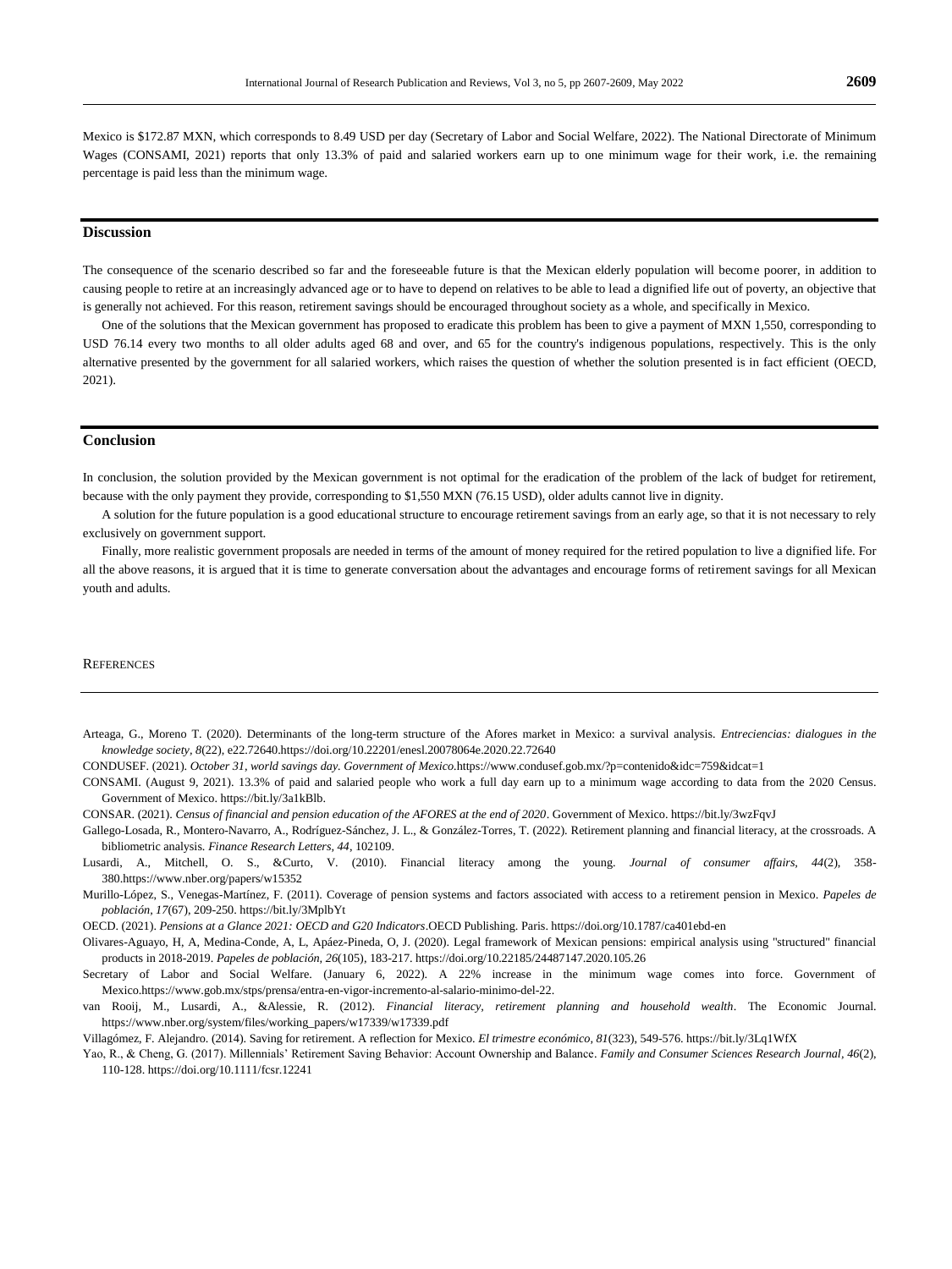Mexico is $172.87 MXN, which corresponds to 8.49 USD per day (Secretary of Labor and Social Welfare, 2022). The National Directorate of Minimum Wages (CONSAMI, 2021) reports that only 13.3% of paid and salaried workers earn up to one minimum wage for their work, i.e. the remaining percentage is paid less than the minimum wage.

## Discussion

The consequence of the scenario described so far and the foreseeable future is that the Mexican elderly population will become poorer, in addition to causing people to retire at an increasingly advanced age or to have to depend on relatives to be able to lead a dignified life out of poverty, an objective that is generally not achieved. For this reason, retirement savings should be encouraged throughout society as a whole, and specifically in Mexico.

One of the solutions that the Mexican government has proposed to eradicate this problem has been to give a payment of MXN 1,550, corresponding to USD 76.14 every two months to all older adults aged 68 and over, and 65 for the country's indigenous populations, respectively. This is the only alternative presented by the government for all salaried workers, which raises the question of whether the solution presented is in fact efficient (OECD, 2021).

## Conclusion

In conclusion, the solution provided by the Mexican government is not optimal for the eradication of the problem of the lack of budget for retirement, because with the only payment they provide, corresponding to $1,550 MXN (76.15 USD), older adults cannot live in dignity.

A solution for the future population is a good educational structure to encourage retirement savings from an early age, so that it is not necessary to rely exclusively on government support.

Finally, more realistic government proposals are needed in terms of the amount of money required for the retired population to live a dignified life. For all the above reasons, it is argued that it is time to generate conversation about the advantages and encourage forms of retirement savings for all Mexican youth and adults.

## References

Arteaga, G., Moreno T. (2020). Determinants of the long-term structure of the Afores market in Mexico: a survival analysis. *Entreciencias: dialogues in the knowledge society, 8*(22), e22.72640.https://doi.org/10.22201/enesl.20078064e.2020.22.72640

CONDUSEF. (2021). *October 31, world savings day. Government of Mexico*.https://www.condusef.gob.mx/?p=contenido&idc=759&idcat=1

CONSAMI. (August 9, 2021). 13.3% of paid and salaried people who work a full day earn up to a minimum wage according to data from the 2020 Census. Government of Mexico. https://bit.ly/3a1kBlb.

CONSAR. (2021). *Census of financial and pension education of the AFORES at the end of 2020*. Government of Mexico. https://bit.ly/3wzFqvJ

Gallego-Losada, R., Montero-Navarro, A., Rodríguez-Sánchez, J. L., & González-Torres, T. (2022). Retirement planning and financial literacy, at the crossroads. A bibliometric analysis. *Finance Research Letters, 44*, 102109.

Lusardi, A., Mitchell, O. S., &Curto, V. (2010). Financial literacy among the young. *Journal of consumer affairs, 44*(2), 358-380.https://www.nber.org/papers/w15352

Murillo-López, S., Venegas-Martínez, F. (2011). Coverage of pension systems and factors associated with access to a retirement pension in Mexico. *Papeles de población, 17*(67), 209-250. https://bit.ly/3MplbYt

OECD. (2021). *Pensions at a Glance 2021: OECD and G20 Indicators*.OECD Publishing. Paris. https://doi.org/10.1787/ca401ebd-en

Olivares-Aguayo, H, A, Medina-Conde, A, L, Apáez-Pineda, O, J. (2020). Legal framework of Mexican pensions: empirical analysis using "structured" financial products in 2018-2019. *Papeles de población, 26*(105), 183-217. https://doi.org/10.22185/24487147.2020.105.26

Secretary of Labor and Social Welfare. (January 6, 2022). A 22% increase in the minimum wage comes into force. Government of Mexico.https://www.gob.mx/stps/prensa/entra-en-vigor-incremento-al-salario-minimo-del-22.

van Rooij, M., Lusardi, A., &Alessie, R. (2012). *Financial literacy, retirement planning and household wealth*. The Economic Journal. https://www.nber.org/system/files/working_papers/w17339/w17339.pdf

Villagómez, F. Alejandro. (2014). Saving for retirement. A reflection for Mexico. *El trimestre económico, 81*(323), 549-576. https://bit.ly/3Lq1WfX

Yao, R., & Cheng, G. (2017). Millennials' Retirement Saving Behavior: Account Ownership and Balance. *Family and Consumer Sciences Research Journal, 46*(2), 110-128. https://doi.org/10.1111/fcsr.12241